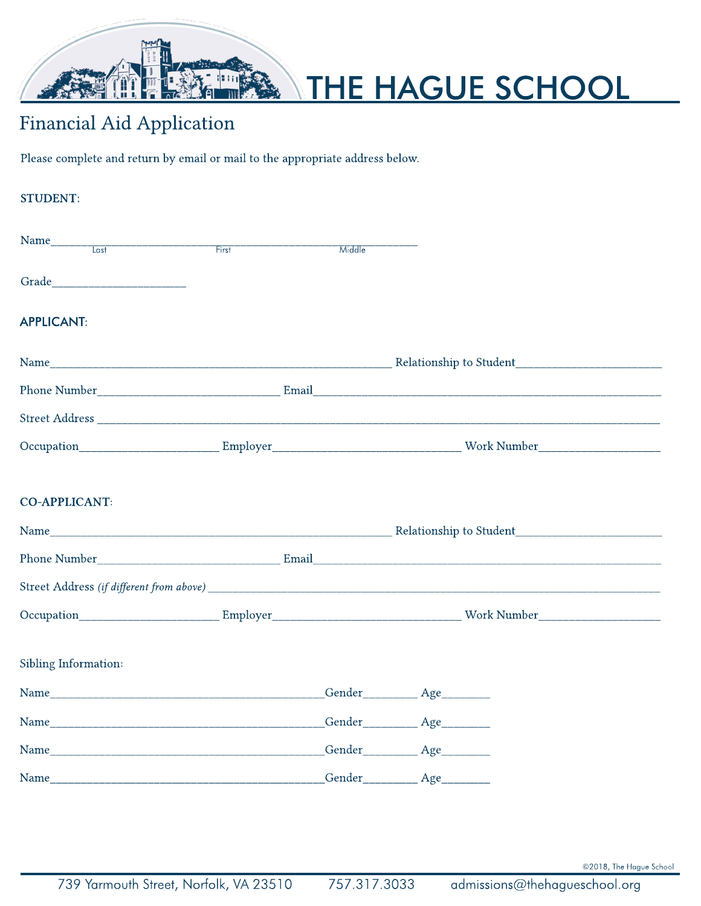# THE HAGUE SCHOOL

## Financial Aid Application

Please complete and return by email or mail to the appropriate address below.

**STUDENT:**

Name\_\_\_\_\_\_\_\_\_\_\_\_\_\_\_\_\_\_\_\_\_\_\_\_\_\_\_\_\_\_\_\_\_\_\_\_\_\_\_\_\_\_\_\_\_\_\_\_
Last First Middle

Grade\_\_\_\_\_\_\_\_\_\_\_\_\_\_\_\_\_\_\_\_

**APPLICANT:**

Name\_\_\_\_\_\_\_\_\_\_\_\_\_\_\_\_\_\_\_\_\_\_\_\_\_\_\_\_\_\_\_\_\_\_\_\_\_\_\_\_\_\_\_\_ Relationship to Student\_\_\_\_\_\_\_\_\_\_\_\_\_\_\_\_\_\_\_\_

Phone Number\_\_\_\_\_\_\_\_\_\_\_\_\_\_\_\_\_\_\_\_\_\_\_\_\_\_ Email\_\_\_\_\_\_\_\_\_\_\_\_\_\_\_\_\_\_\_\_\_\_\_\_\_\_\_\_\_\_\_\_\_\_\_\_\_\_\_\_\_\_\_\_\_\_\_\_

Street Address \_\_\_\_\_\_\_\_\_\_\_\_\_\_\_\_\_\_\_\_\_\_\_\_\_\_\_\_\_\_\_\_\_\_\_\_\_\_\_\_\_\_\_\_\_\_\_\_\_\_\_\_\_\_\_\_\_\_\_\_\_\_\_\_\_\_\_\_\_\_\_\_\_\_\_\_\_\_

Occupation\_\_\_\_\_\_\_\_\_\_\_\_\_\_\_\_\_\_\_\_ Employer\_\_\_\_\_\_\_\_\_\_\_\_\_\_\_\_\_\_\_\_\_\_\_\_\_\_ Work Number\_\_\_\_\_\_\_\_\_\_\_\_\_\_\_\_\_\_

**CO-APPLICANT:**

Name\_\_\_\_\_\_\_\_\_\_\_\_\_\_\_\_\_\_\_\_\_\_\_\_\_\_\_\_\_\_\_\_\_\_\_\_\_\_\_\_\_\_\_\_ Relationship to Student\_\_\_\_\_\_\_\_\_\_\_\_\_\_\_\_\_\_\_\_

Phone Number\_\_\_\_\_\_\_\_\_\_\_\_\_\_\_\_\_\_\_\_\_\_\_\_\_\_ Email\_\_\_\_\_\_\_\_\_\_\_\_\_\_\_\_\_\_\_\_\_\_\_\_\_\_\_\_\_\_\_\_\_\_\_\_\_\_\_\_\_\_\_\_\_\_\_\_

Street Address *(if different from above)* \_\_\_\_\_\_\_\_\_\_\_\_\_\_\_\_\_\_\_\_\_\_\_\_\_\_\_\_\_\_\_\_\_\_\_\_\_\_\_\_\_\_\_\_\_\_\_\_\_\_\_\_\_\_\_\_\_\_\_\_

Occupation\_\_\_\_\_\_\_\_\_\_\_\_\_\_\_\_\_\_\_\_ Employer\_\_\_\_\_\_\_\_\_\_\_\_\_\_\_\_\_\_\_\_\_\_\_\_\_\_ Work Number\_\_\_\_\_\_\_\_\_\_\_\_\_\_\_\_\_\_

Sibling Information:

Name\_\_\_\_\_\_\_\_\_\_\_\_\_\_\_\_\_\_\_\_\_\_\_\_\_\_\_\_\_\_\_\_\_\_\_\_\_\_Gender\_\_\_\_\_\_\_\_ Age\_\_\_\_\_\_\_

Name\_\_\_\_\_\_\_\_\_\_\_\_\_\_\_\_\_\_\_\_\_\_\_\_\_\_\_\_\_\_\_\_\_\_\_\_\_\_Gender\_\_\_\_\_\_\_\_ Age\_\_\_\_\_\_\_

Name\_\_\_\_\_\_\_\_\_\_\_\_\_\_\_\_\_\_\_\_\_\_\_\_\_\_\_\_\_\_\_\_\_\_\_\_\_\_Gender\_\_\_\_\_\_\_\_ Age\_\_\_\_\_\_\_

Name\_\_\_\_\_\_\_\_\_\_\_\_\_\_\_\_\_\_\_\_\_\_\_\_\_\_\_\_\_\_\_\_\_\_\_\_\_\_Gender\_\_\_\_\_\_\_\_ Age\_\_\_\_\_\_\_

©2018, The Hague School

739 Yarmouth Street, Norfolk, VA 23510 757.317.3033 admissions@thehagueschool.org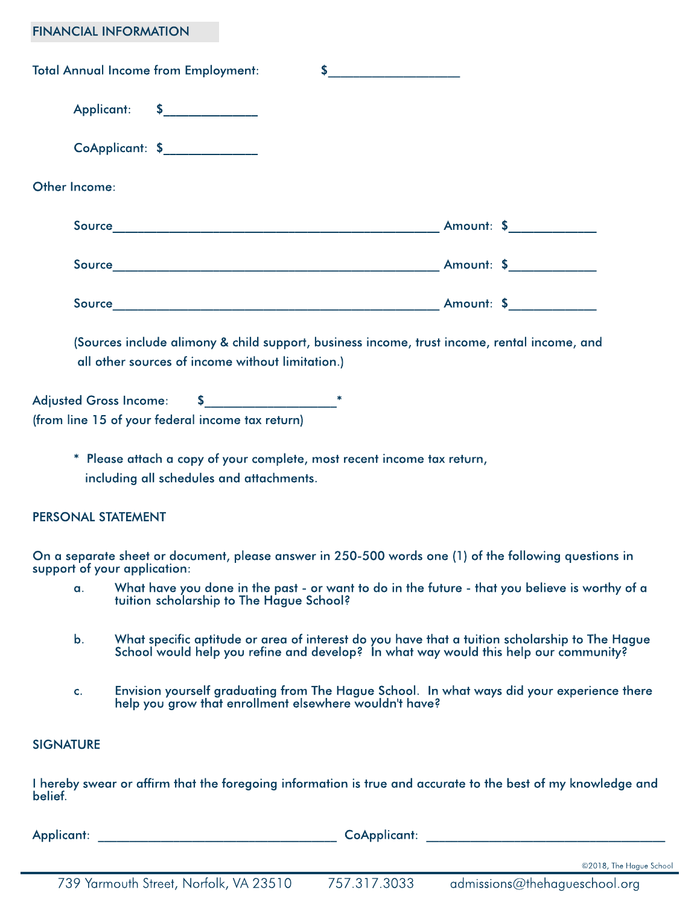## FINANCIAL INFORMATION

Total Annual Income from Employment: $___________________

Applicant: $_____________

CoApplicant: $_____________

Other Income:

Source_______________________________________________ Amount: $____________

Source_______________________________________________ Amount: $____________

Source_______________________________________________ Amount: $____________

(Sources include alimony & child support, business income, trust income, rental income, and all other sources of income without limitation.)

Adjusted Gross Income: $_________________*
(from line 15 of your federal income tax return)

\* Please attach a copy of your complete, most recent income tax return, including all schedules and attachments.

## PERSONAL STATEMENT

On a separate sheet or document, please answer in 250-500 words one (1) of the following questions in support of your application:

a. What have you done in the past - or want to do in the future - that you believe is worthy of a tuition scholarship to The Hague School?

b. What specific aptitude or area of interest do you have that a tuition scholarship to The Hague School would help you refine and develop? In what way would this help our community?

c. Envision yourself graduating from The Hague School. In what ways did your experience there help you grow that enrollment elsewhere wouldn't have?

## SIGNATURE

I hereby swear or affirm that the foregoing information is true and accurate to the best of my knowledge and belief.

Applicant: ________________________________ CoApplicant: ________________________________

©2018, The Hague School

739 Yarmouth Street, Norfolk, VA 23510 757.317.3033 admissions@thehagueschool.org